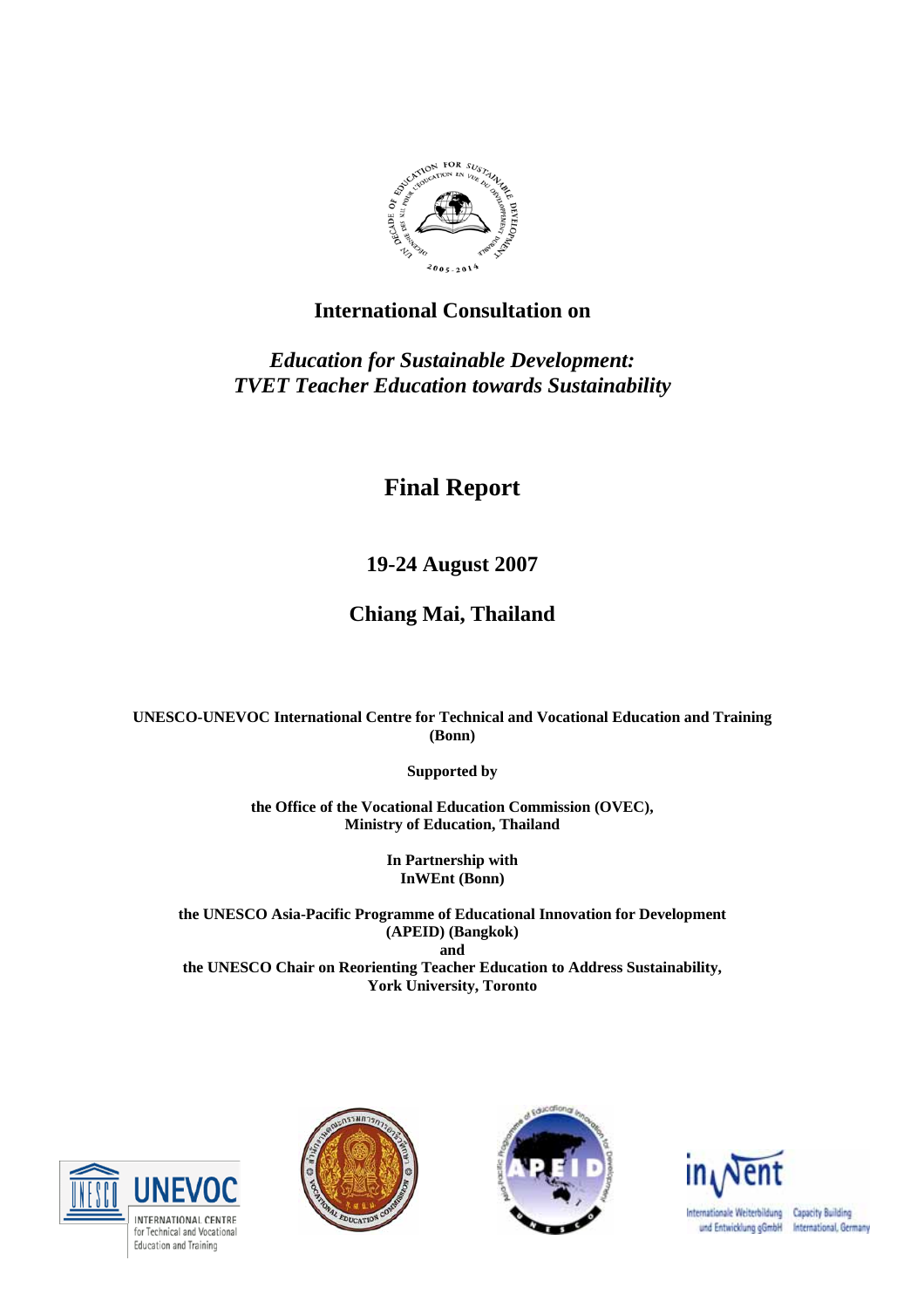# International Consultation on

## *Education for Sustainable Development: TVET Teacher Education towards Sustainability*

# Final Report

## 19-24 August 2007

## Chiang Mai, Thailand

**UNESCO-UNEVOC International Centre for Technical and Vocational Education and Training (Bonn)**

**Supported by**

**the Office of the Vocational Education Commission (OVEC), Ministry of Education, Thailand**

**In Partnership with InWEnt (Bonn)**

**the UNESCO Asia-Pacific Programme of Educational Innovation for Development (APEID) (Bangkok)**
**and**
**the UNESCO Chair on Reorienting Teacher Education to Address Sustainability, York University, Toronto**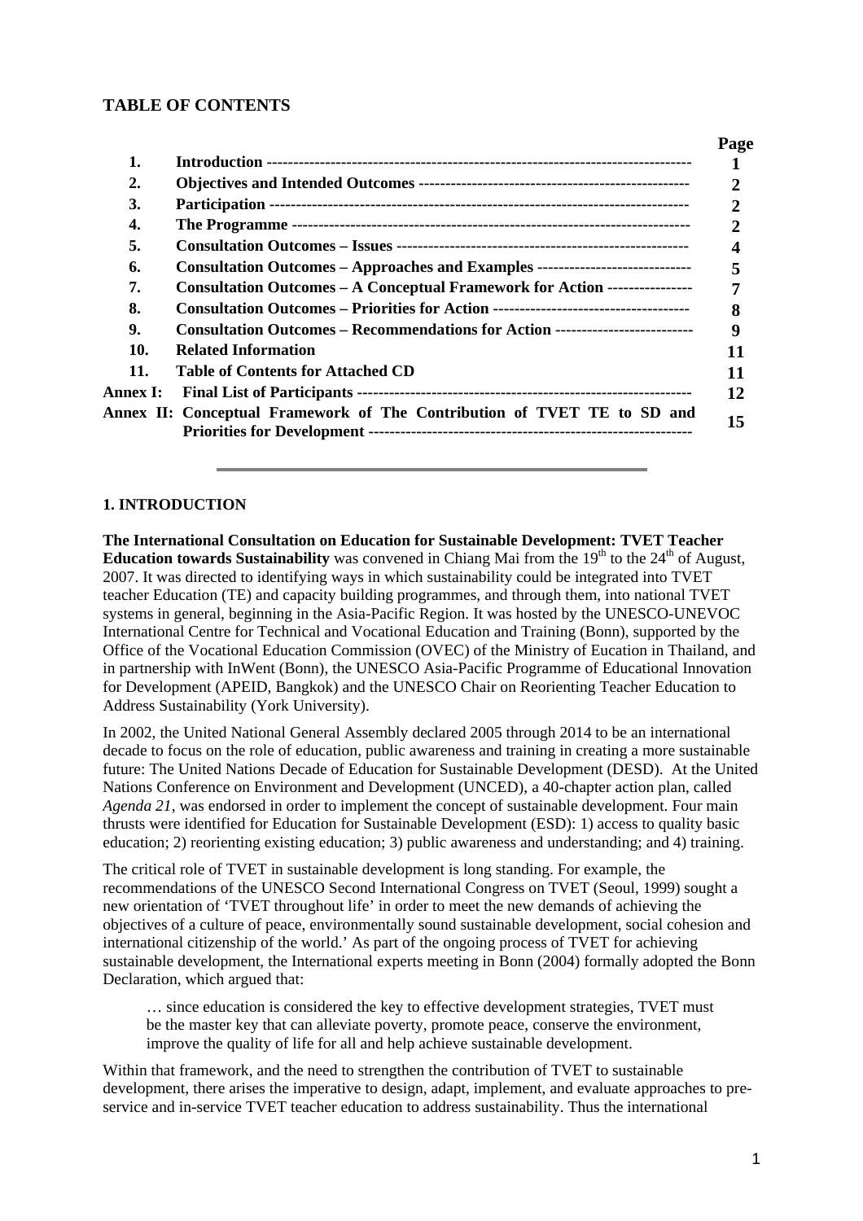## TABLE OF CONTENTS

| | | Page |
|---|---|---|
| **1.** | **Introduction** | **1** |
| **2.** | **Objectives and Intended Outcomes** | **2** |
| **3.** | **Participation** | **2** |
| **4.** | **The Programme** | **2** |
| **5.** | **Consultation Outcomes – Issues** | **4** |
| **6.** | **Consultation Outcomes – Approaches and Examples** | **5** |
| **7.** | **Consultation Outcomes – A Conceptual Framework for Action** | **7** |
| **8.** | **Consultation Outcomes – Priorities for Action** | **8** |
| **9.** | **Consultation Outcomes – Recommendations for Action** | **9** |
| **10.** | **Related Information** | **11** |
| **11.** | **Table of Contents for Attached CD** | **11** |
| **Annex I:** | **Final List of Participants** | **12** |
| **Annex II:** | **Conceptual Framework of The Contribution of TVET TE to SD and Priorities for Development** | **15** |

---

## 1. INTRODUCTION

**The International Consultation on Education for Sustainable Development: TVET Teacher Education towards Sustainability** was convened in Chiang Mai from the 19th to the 24th of August, 2007. It was directed to identifying ways in which sustainability could be integrated into TVET teacher Education (TE) and capacity building programmes, and through them, into national TVET systems in general, beginning in the Asia-Pacific Region. It was hosted by the UNESCO-UNEVOC International Centre for Technical and Vocational Education and Training (Bonn), supported by the Office of the Vocational Education Commission (OVEC) of the Ministry of Eucation in Thailand, and in partnership with InWent (Bonn), the UNESCO Asia-Pacific Programme of Educational Innovation for Development (APEID, Bangkok) and the UNESCO Chair on Reorienting Teacher Education to Address Sustainability (York University).

In 2002, the United National General Assembly declared 2005 through 2014 to be an international decade to focus on the role of education, public awareness and training in creating a more sustainable future: The United Nations Decade of Education for Sustainable Development (DESD). At the United Nations Conference on Environment and Development (UNCED), a 40-chapter action plan, called *Agenda 21*, was endorsed in order to implement the concept of sustainable development. Four main thrusts were identified for Education for Sustainable Development (ESD): 1) access to quality basic education; 2) reorienting existing education; 3) public awareness and understanding; and 4) training.

The critical role of TVET in sustainable development is long standing. For example, the recommendations of the UNESCO Second International Congress on TVET (Seoul, 1999) sought a new orientation of 'TVET throughout life' in order to meet the new demands of achieving the objectives of a culture of peace, environmentally sound sustainable development, social cohesion and international citizenship of the world.' As part of the ongoing process of TVET for achieving sustainable development, the International experts meeting in Bonn (2004) formally adopted the Bonn Declaration, which argued that:

> … since education is considered the key to effective development strategies, TVET must be the master key that can alleviate poverty, promote peace, conserve the environment, improve the quality of life for all and help achieve sustainable development.

Within that framework, and the need to strengthen the contribution of TVET to sustainable development, there arises the imperative to design, adapt, implement, and evaluate approaches to pre-service and in-service TVET teacher education to address sustainability. Thus the international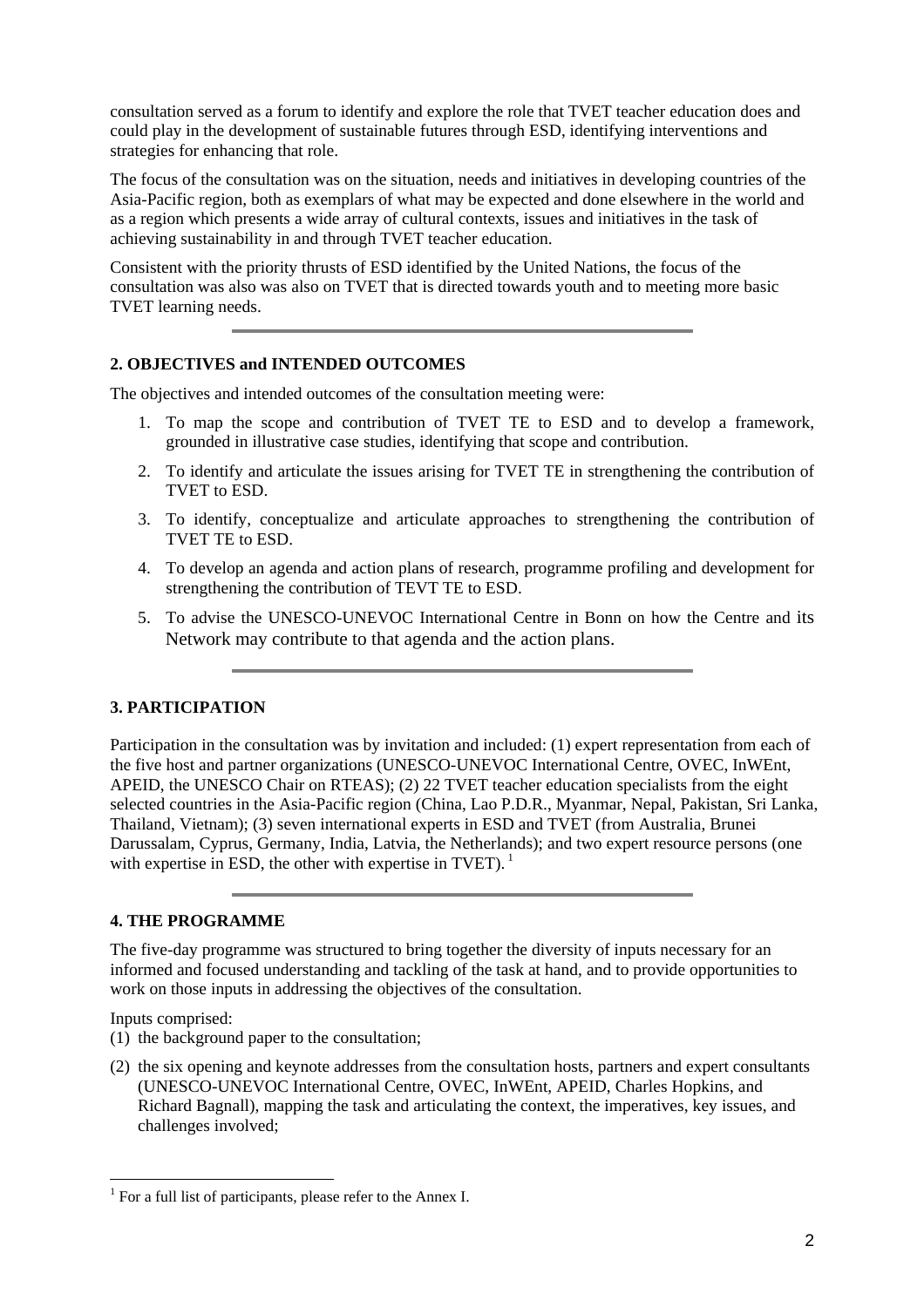consultation served as a forum to identify and explore the role that TVET teacher education does and could play in the development of sustainable futures through ESD, identifying interventions and strategies for enhancing that role.

The focus of the consultation was on the situation, needs and initiatives in developing countries of the Asia-Pacific region, both as exemplars of what may be expected and done elsewhere in the world and as a region which presents a wide array of cultural contexts, issues and initiatives in the task of achieving sustainability in and through TVET teacher education.

Consistent with the priority thrusts of ESD identified by the United Nations, the focus of the consultation was also was also on TVET that is directed towards youth and to meeting more basic TVET learning needs.

---

## 2. OBJECTIVES and INTENDED OUTCOMES

The objectives and intended outcomes of the consultation meeting were:

1. To map the scope and contribution of TVET TE to ESD and to develop a framework, grounded in illustrative case studies, identifying that scope and contribution.
2. To identify and articulate the issues arising for TVET TE in strengthening the contribution of TVET to ESD.
3. To identify, conceptualize and articulate approaches to strengthening the contribution of TVET TE to ESD.
4. To develop an agenda and action plans of research, programme profiling and development for strengthening the contribution of TEVT TE to ESD.
5. To advise the UNESCO-UNEVOC International Centre in Bonn on how the Centre and its Network may contribute to that agenda and the action plans.

---

## 3. PARTICIPATION

Participation in the consultation was by invitation and included: (1) expert representation from each of the five host and partner organizations (UNESCO-UNEVOC International Centre, OVEC, InWEnt, APEID, the UNESCO Chair on RTEAS); (2) 22 TVET teacher education specialists from the eight selected countries in the Asia-Pacific region (China, Lao P.D.R., Myanmar, Nepal, Pakistan, Sri Lanka, Thailand, Vietnam); (3) seven international experts in ESD and TVET (from Australia, Brunei Darussalam, Cyprus, Germany, India, Latvia, the Netherlands); and two expert resource persons (one with expertise in ESD, the other with expertise in TVET). [1]

---

## 4. THE PROGRAMME

The five-day programme was structured to bring together the diversity of inputs necessary for an informed and focused understanding and tackling of the task at hand, and to provide opportunities to work on those inputs in addressing the objectives of the consultation.

Inputs comprised:

(1) the background paper to the consultation;

(2) the six opening and keynote addresses from the consultation hosts, partners and expert consultants (UNESCO-UNEVOC International Centre, OVEC, InWEnt, APEID, Charles Hopkins, and Richard Bagnall), mapping the task and articulating the context, the imperatives, key issues, and challenges involved;

---

[1] For a full list of participants, please refer to the Annex I.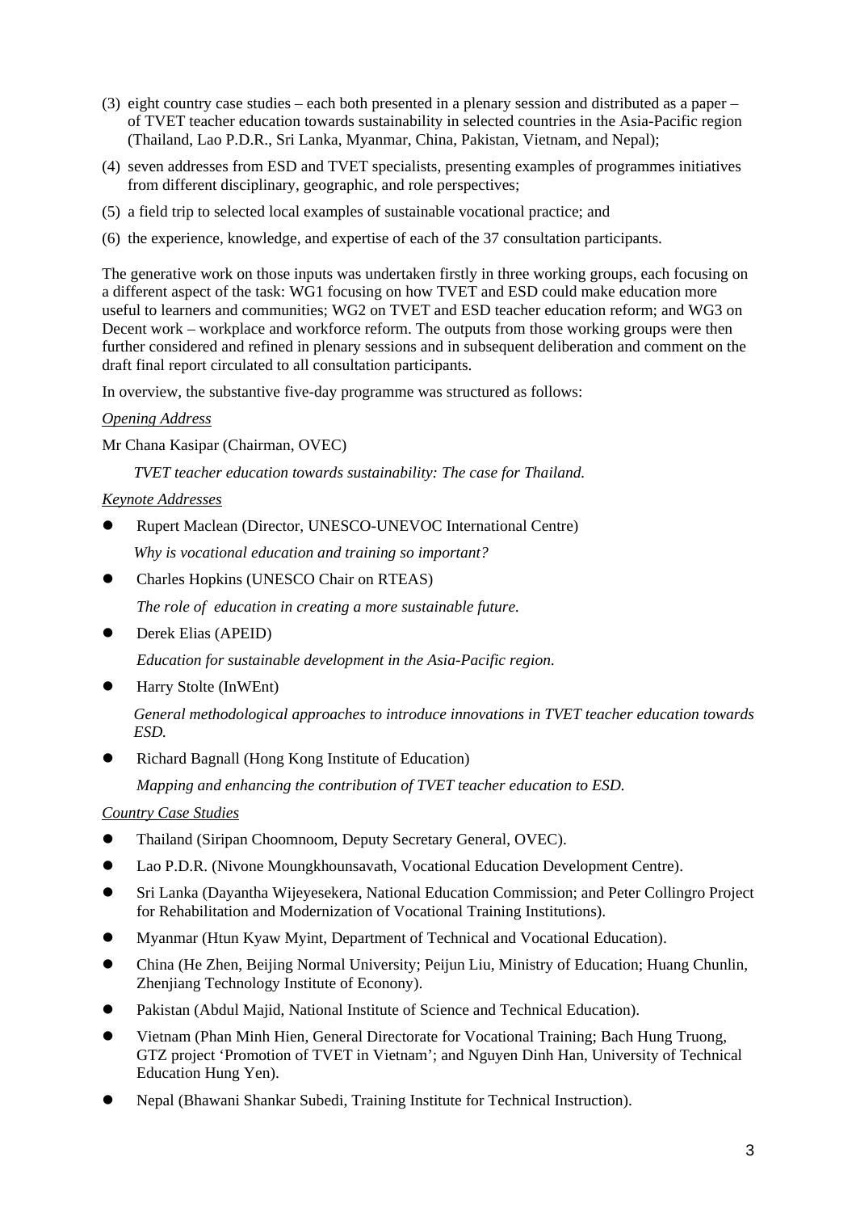(3) eight country case studies – each both presented in a plenary session and distributed as a paper – of TVET teacher education towards sustainability in selected countries in the Asia-Pacific region (Thailand, Lao P.D.R., Sri Lanka, Myanmar, China, Pakistan, Vietnam, and Nepal);

(4) seven addresses from ESD and TVET specialists, presenting examples of programmes initiatives from different disciplinary, geographic, and role perspectives;

(5) a field trip to selected local examples of sustainable vocational practice; and

(6) the experience, knowledge, and expertise of each of the 37 consultation participants.

The generative work on those inputs was undertaken firstly in three working groups, each focusing on a different aspect of the task: WG1 focusing on how TVET and ESD could make education more useful to learners and communities; WG2 on TVET and ESD teacher education reform; and WG3 on Decent work – workplace and workforce reform. The outputs from those working groups were then further considered and refined in plenary sessions and in subsequent deliberation and comment on the draft final report circulated to all consultation participants.

In overview, the substantive five-day programme was structured as follows:

*Opening Address*

Mr Chana Kasipar (Chairman, OVEC)

*TVET teacher education towards sustainability: The case for Thailand.*

*Keynote Addresses*

- Rupert Maclean (Director, UNESCO-UNEVOC International Centre)

  *Why is vocational education and training so important?*

- Charles Hopkins (UNESCO Chair on RTEAS)

  *The role of education in creating a more sustainable future.*

- Derek Elias (APEID)

  *Education for sustainable development in the Asia-Pacific region.*

- Harry Stolte (InWEnt)

  *General methodological approaches to introduce innovations in TVET teacher education towards ESD.*

- Richard Bagnall (Hong Kong Institute of Education)

  *Mapping and enhancing the contribution of TVET teacher education to ESD.*

*Country Case Studies*

- Thailand (Siripan Choomnoom, Deputy Secretary General, OVEC).
- Lao P.D.R. (Nivone Moungkhounsavath, Vocational Education Development Centre).
- Sri Lanka (Dayantha Wijeyesekera, National Education Commission; and Peter Collingro Project for Rehabilitation and Modernization of Vocational Training Institutions).
- Myanmar (Htun Kyaw Myint, Department of Technical and Vocational Education).
- China (He Zhen, Beijing Normal University; Peijun Liu, Ministry of Education; Huang Chunlin, Zhenjiang Technology Institute of Econony).
- Pakistan (Abdul Majid, National Institute of Science and Technical Education).
- Vietnam (Phan Minh Hien, General Directorate for Vocational Training; Bach Hung Truong, GTZ project 'Promotion of TVET in Vietnam'; and Nguyen Dinh Han, University of Technical Education Hung Yen).
- Nepal (Bhawani Shankar Subedi, Training Institute for Technical Instruction).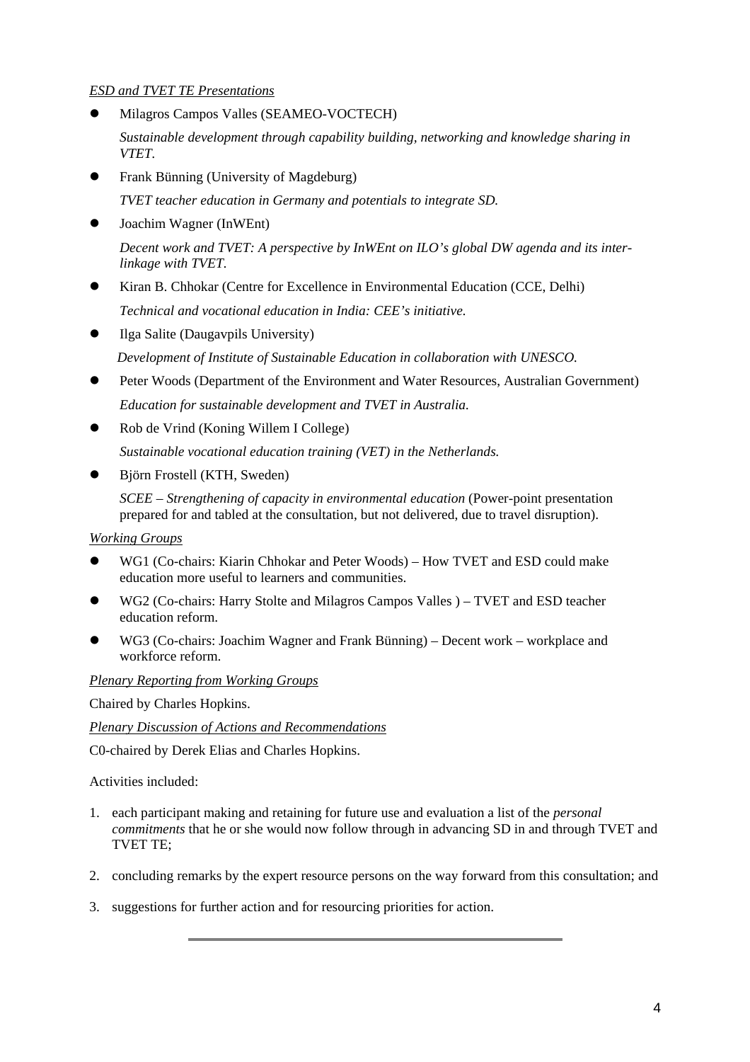*ESD and TVET TE Presentations*

- Milagros Campos Valles (SEAMEO-VOCTECH)

  *Sustainable development through capability building, networking and knowledge sharing in VTET.*

- Frank Bünning (University of Magdeburg)

  *TVET teacher education in Germany and potentials to integrate SD.*

- Joachim Wagner (InWEnt)

  *Decent work and TVET: A perspective by InWEnt on ILO's global DW agenda and its inter-linkage with TVET.*

- Kiran B. Chhokar (Centre for Excellence in Environmental Education (CCE, Delhi)

  *Technical and vocational education in India: CEE's initiative.*

- Ilga Salite (Daugavpils University)

  *Development of Institute of Sustainable Education in collaboration with UNESCO.*

- Peter Woods (Department of the Environment and Water Resources, Australian Government)

  *Education for sustainable development and TVET in Australia.*

- Rob de Vrind (Koning Willem I College)

  *Sustainable vocational education training (VET) in the Netherlands.*

- Björn Frostell (KTH, Sweden)

  *SCEE – Strengthening of capacity in environmental education* (Power-point presentation prepared for and tabled at the consultation, but not delivered, due to travel disruption).

*Working Groups*

- WG1 (Co-chairs: Kiarin Chhokar and Peter Woods) – How TVET and ESD could make education more useful to learners and communities.
- WG2 (Co-chairs: Harry Stolte and Milagros Campos Valles ) – TVET and ESD teacher education reform.
- WG3 (Co-chairs: Joachim Wagner and Frank Bünning) – Decent work – workplace and workforce reform.

*Plenary Reporting from Working Groups*

Chaired by Charles Hopkins.

*Plenary Discussion of Actions and Recommendations*

C0-chaired by Derek Elias and Charles Hopkins.

Activities included:

1. each participant making and retaining for future use and evaluation a list of the *personal commitments* that he or she would now follow through in advancing SD in and through TVET and TVET TE;

2. concluding remarks by the expert resource persons on the way forward from this consultation; and

3. suggestions for further action and for resourcing priorities for action.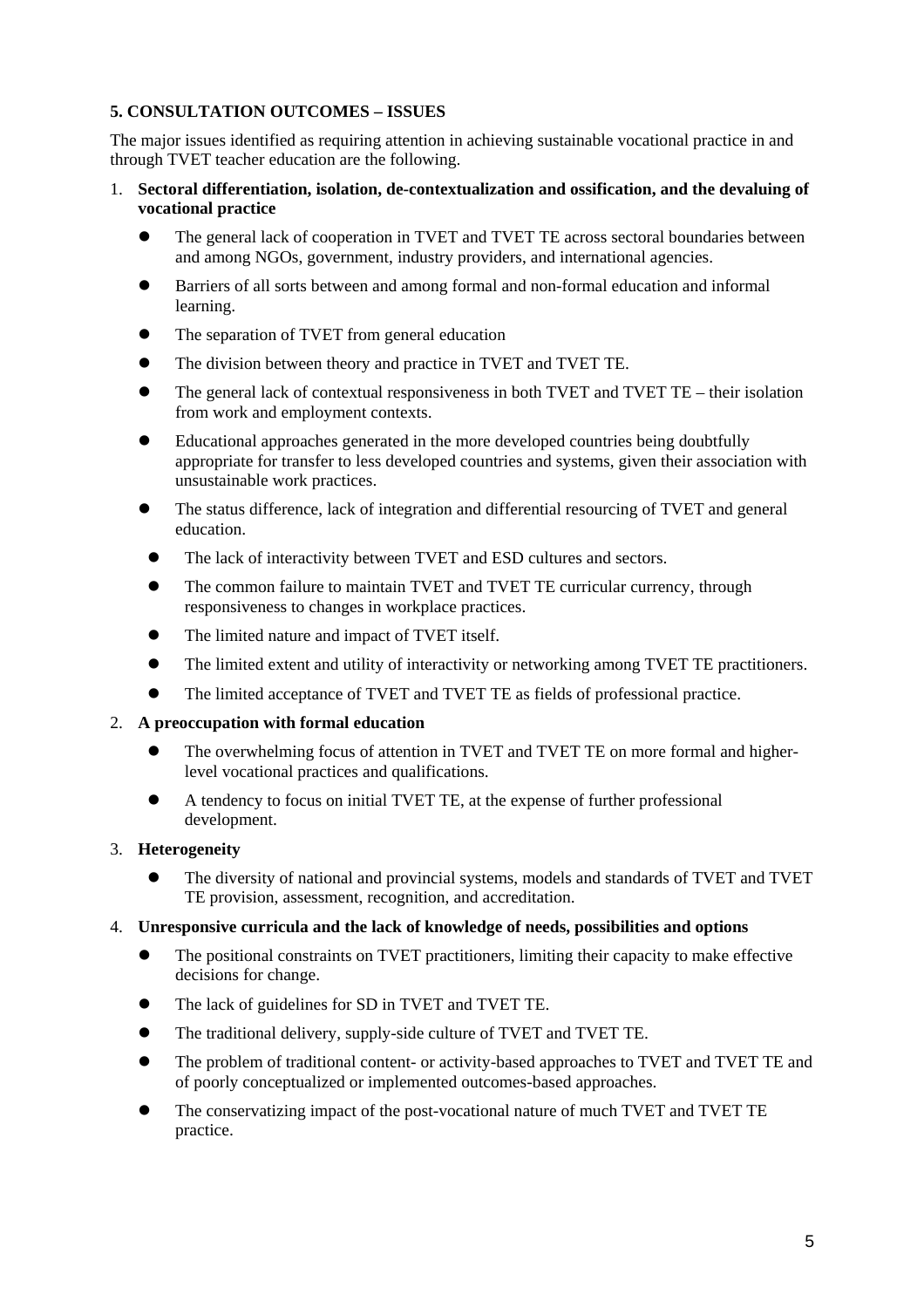## 5. CONSULTATION OUTCOMES – ISSUES

The major issues identified as requiring attention in achieving sustainable vocational practice in and through TVET teacher education are the following.

1. **Sectoral differentiation, isolation, de-contextualization and ossification, and the devaluing of vocational practice**
   - The general lack of cooperation in TVET and TVET TE across sectoral boundaries between and among NGOs, government, industry providers, and international agencies.
   - Barriers of all sorts between and among formal and non-formal education and informal learning.
   - The separation of TVET from general education
   - The division between theory and practice in TVET and TVET TE.
   - The general lack of contextual responsiveness in both TVET and TVET TE – their isolation from work and employment contexts.
   - Educational approaches generated in the more developed countries being doubtfully appropriate for transfer to less developed countries and systems, given their association with unsustainable work practices.
   - The status difference, lack of integration and differential resourcing of TVET and general education.
   - The lack of interactivity between TVET and ESD cultures and sectors.
   - The common failure to maintain TVET and TVET TE curricular currency, through responsiveness to changes in workplace practices.
   - The limited nature and impact of TVET itself.
   - The limited extent and utility of interactivity or networking among TVET TE practitioners.
   - The limited acceptance of TVET and TVET TE as fields of professional practice.

2. **A preoccupation with formal education**
   - The overwhelming focus of attention in TVET and TVET TE on more formal and higher-level vocational practices and qualifications.
   - A tendency to focus on initial TVET TE, at the expense of further professional development.

3. **Heterogeneity**
   - The diversity of national and provincial systems, models and standards of TVET and TVET TE provision, assessment, recognition, and accreditation.

4. **Unresponsive curricula and the lack of knowledge of needs, possibilities and options**
   - The positional constraints on TVET practitioners, limiting their capacity to make effective decisions for change.
   - The lack of guidelines for SD in TVET and TVET TE.
   - The traditional delivery, supply-side culture of TVET and TVET TE.
   - The problem of traditional content- or activity-based approaches to TVET and TVET TE and of poorly conceptualized or implemented outcomes-based approaches.
   - The conservatizing impact of the post-vocational nature of much TVET and TVET TE practice.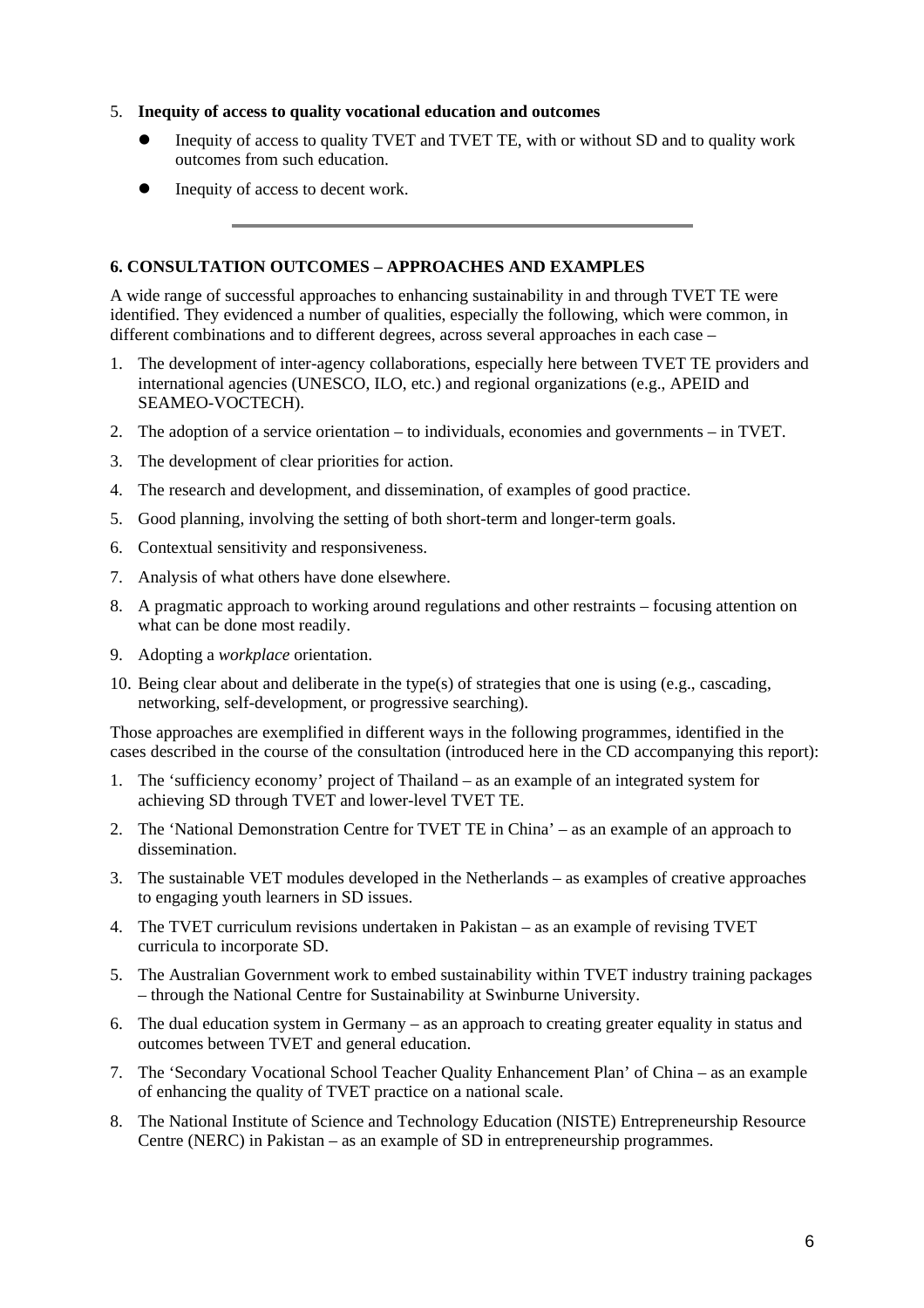5. **Inequity of access to quality vocational education and outcomes**

   - Inequity of access to quality TVET and TVET TE, with or without SD and to quality work outcomes from such education.
   - Inequity of access to decent work.

---

**6. CONSULTATION OUTCOMES – APPROACHES AND EXAMPLES**

A wide range of successful approaches to enhancing sustainability in and through TVET TE were identified. They evidenced a number of qualities, especially the following, which were common, in different combinations and to different degrees, across several approaches in each case –

1. The development of inter-agency collaborations, especially here between TVET TE providers and international agencies (UNESCO, ILO, etc.) and regional organizations (e.g., APEID and SEAMEO-VOCTECH).
2. The adoption of a service orientation – to individuals, economies and governments – in TVET.
3. The development of clear priorities for action.
4. The research and development, and dissemination, of examples of good practice.
5. Good planning, involving the setting of both short-term and longer-term goals.
6. Contextual sensitivity and responsiveness.
7. Analysis of what others have done elsewhere.
8. A pragmatic approach to working around regulations and other restraints – focusing attention on what can be done most readily.
9. Adopting a *workplace* orientation.
10. Being clear about and deliberate in the type(s) of strategies that one is using (e.g., cascading, networking, self-development, or progressive searching).

Those approaches are exemplified in different ways in the following programmes, identified in the cases described in the course of the consultation (introduced here in the CD accompanying this report):

1. The 'sufficiency economy' project of Thailand – as an example of an integrated system for achieving SD through TVET and lower-level TVET TE.
2. The 'National Demonstration Centre for TVET TE in China' – as an example of an approach to dissemination.
3. The sustainable VET modules developed in the Netherlands – as examples of creative approaches to engaging youth learners in SD issues.
4. The TVET curriculum revisions undertaken in Pakistan – as an example of revising TVET curricula to incorporate SD.
5. The Australian Government work to embed sustainability within TVET industry training packages – through the National Centre for Sustainability at Swinburne University.
6. The dual education system in Germany – as an approach to creating greater equality in status and outcomes between TVET and general education.
7. The 'Secondary Vocational School Teacher Quality Enhancement Plan' of China – as an example of enhancing the quality of TVET practice on a national scale.
8. The National Institute of Science and Technology Education (NISTE) Entrepreneurship Resource Centre (NERC) in Pakistan – as an example of SD in entrepreneurship programmes.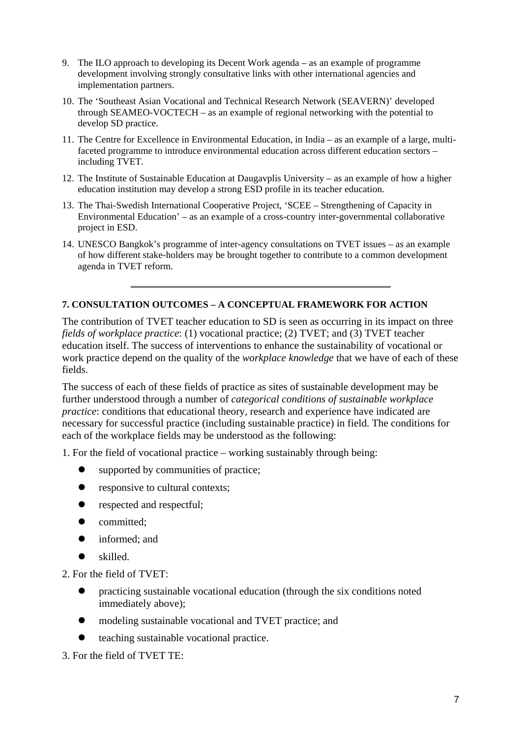9. The ILO approach to developing its Decent Work agenda – as an example of programme development involving strongly consultative links with other international agencies and implementation partners.
10. The 'Southeast Asian Vocational and Technical Research Network (SEAVERN)' developed through SEAMEO-VOCTECH – as an example of regional networking with the potential to develop SD practice.
11. The Centre for Excellence in Environmental Education, in India – as an example of a large, multi-faceted programme to introduce environmental education across different education sectors – including TVET.
12. The Institute of Sustainable Education at Daugavplis University – as an example of how a higher education institution may develop a strong ESD profile in its teacher education.
13. The Thai-Swedish International Cooperative Project, 'SCEE – Strengthening of Capacity in Environmental Education' – as an example of a cross-country inter-governmental collaborative project in ESD.
14. UNESCO Bangkok's programme of inter-agency consultations on TVET issues – as an example of how different stake-holders may be brought together to contribute to a common development agenda in TVET reform.

---

## 7. CONSULTATION OUTCOMES – A CONCEPTUAL FRAMEWORK FOR ACTION

The contribution of TVET teacher education to SD is seen as occurring in its impact on three *fields of workplace practice*: (1) vocational practice; (2) TVET; and (3) TVET teacher education itself. The success of interventions to enhance the sustainability of vocational or work practice depend on the quality of the *workplace knowledge* that we have of each of these fields.

The success of each of these fields of practice as sites of sustainable development may be further understood through a number of *categorical conditions of sustainable workplace practice*: conditions that educational theory, research and experience have indicated are necessary for successful practice (including sustainable practice) in field. The conditions for each of the workplace fields may be understood as the following:

1. For the field of vocational practice – working sustainably through being:

- supported by communities of practice;
- responsive to cultural contexts;
- respected and respectful;
- committed;
- informed; and
- skilled.

2. For the field of TVET:

- practicing sustainable vocational education (through the six conditions noted immediately above);
- modeling sustainable vocational and TVET practice; and
- teaching sustainable vocational practice.

3. For the field of TVET TE: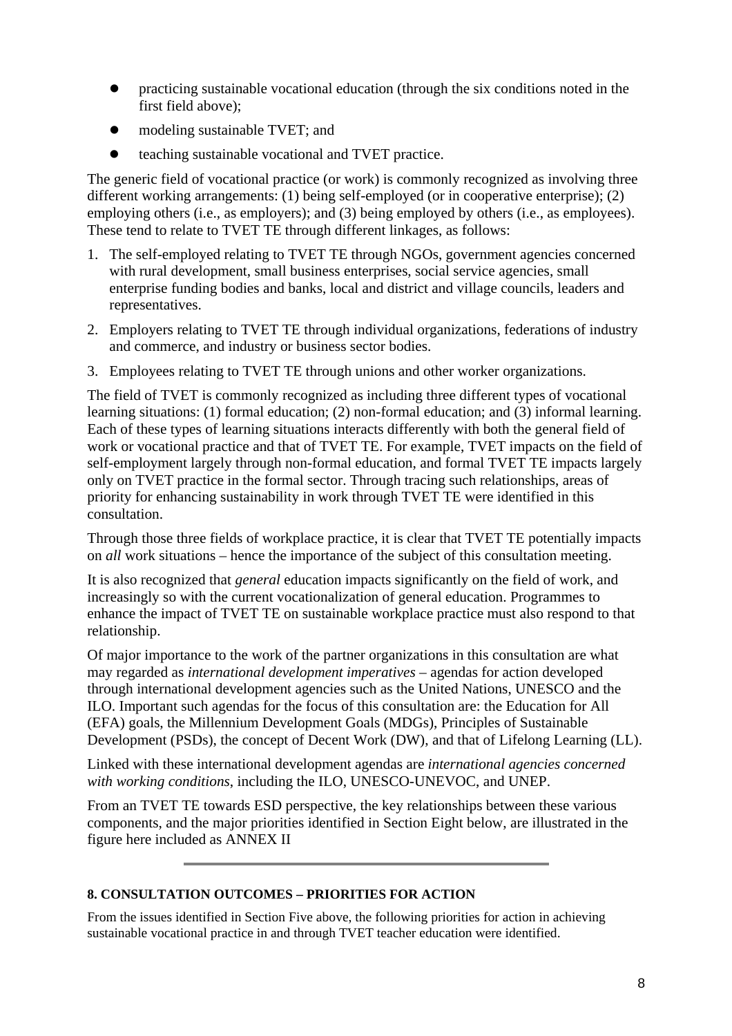- practicing sustainable vocational education (through the six conditions noted in the first field above);
- modeling sustainable TVET; and
- teaching sustainable vocational and TVET practice.

The generic field of vocational practice (or work) is commonly recognized as involving three different working arrangements: (1) being self-employed (or in cooperative enterprise); (2) employing others (i.e., as employers); and (3) being employed by others (i.e., as employees). These tend to relate to TVET TE through different linkages, as follows:

1. The self-employed relating to TVET TE through NGOs, government agencies concerned with rural development, small business enterprises, social service agencies, small enterprise funding bodies and banks, local and district and village councils, leaders and representatives.
2. Employers relating to TVET TE through individual organizations, federations of industry and commerce, and industry or business sector bodies.
3. Employees relating to TVET TE through unions and other worker organizations.

The field of TVET is commonly recognized as including three different types of vocational learning situations: (1) formal education; (2) non-formal education; and (3) informal learning. Each of these types of learning situations interacts differently with both the general field of work or vocational practice and that of TVET TE. For example, TVET impacts on the field of self-employment largely through non-formal education, and formal TVET TE impacts largely only on TVET practice in the formal sector. Through tracing such relationships, areas of priority for enhancing sustainability in work through TVET TE were identified in this consultation.

Through those three fields of workplace practice, it is clear that TVET TE potentially impacts on *all* work situations – hence the importance of the subject of this consultation meeting.

It is also recognized that *general* education impacts significantly on the field of work, and increasingly so with the current vocationalization of general education. Programmes to enhance the impact of TVET TE on sustainable workplace practice must also respond to that relationship.

Of major importance to the work of the partner organizations in this consultation are what may regarded as *international development imperatives* – agendas for action developed through international development agencies such as the United Nations, UNESCO and the ILO. Important such agendas for the focus of this consultation are: the Education for All (EFA) goals, the Millennium Development Goals (MDGs), Principles of Sustainable Development (PSDs), the concept of Decent Work (DW), and that of Lifelong Learning (LL).

Linked with these international development agendas are *international agencies concerned with working conditions*, including the ILO, UNESCO-UNEVOC, and UNEP.

From an TVET TE towards ESD perspective, the key relationships between these various components, and the major priorities identified in Section Eight below, are illustrated in the figure here included as ANNEX II

---

## 8. CONSULTATION OUTCOMES – PRIORITIES FOR ACTION

From the issues identified in Section Five above, the following priorities for action in achieving sustainable vocational practice in and through TVET teacher education were identified.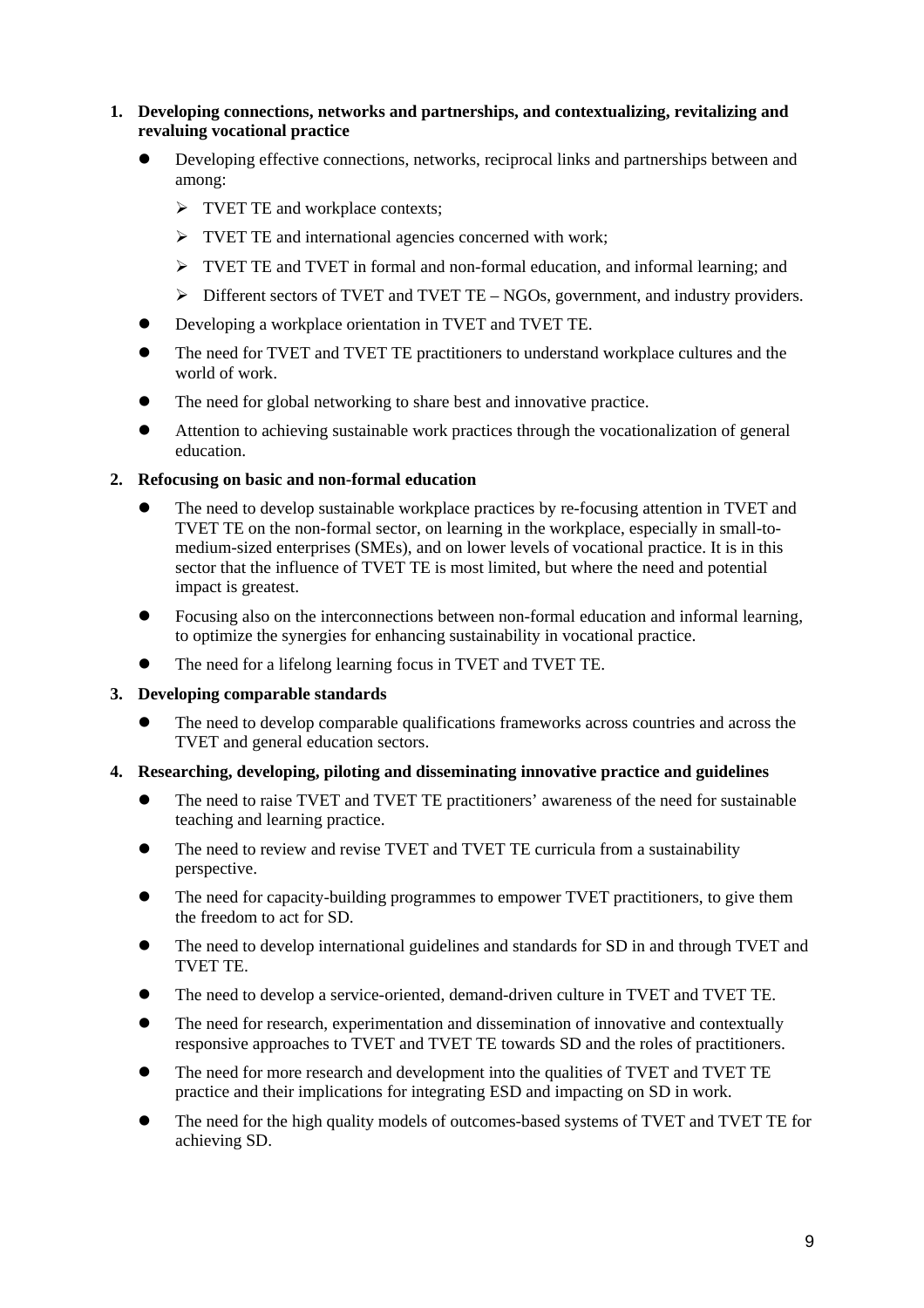1. **Developing connections, networks and partnerships, and contextualizing, revitalizing and revaluing vocational practice**

   - Developing effective connections, networks, reciprocal links and partnerships between and among:
     - TVET TE and workplace contexts;
     - TVET TE and international agencies concerned with work;
     - TVET TE and TVET in formal and non-formal education, and informal learning; and
     - Different sectors of TVET and TVET TE – NGOs, government, and industry providers.
   - Developing a workplace orientation in TVET and TVET TE.
   - The need for TVET and TVET TE practitioners to understand workplace cultures and the world of work.
   - The need for global networking to share best and innovative practice.
   - Attention to achieving sustainable work practices through the vocationalization of general education.

2. **Refocusing on basic and non-formal education**

   - The need to develop sustainable workplace practices by re-focusing attention in TVET and TVET TE on the non-formal sector, on learning in the workplace, especially in small-to-medium-sized enterprises (SMEs), and on lower levels of vocational practice. It is in this sector that the influence of TVET TE is most limited, but where the need and potential impact is greatest.
   - Focusing also on the interconnections between non-formal education and informal learning, to optimize the synergies for enhancing sustainability in vocational practice.
   - The need for a lifelong learning focus in TVET and TVET TE.

3. **Developing comparable standards**

   - The need to develop comparable qualifications frameworks across countries and across the TVET and general education sectors.

4. **Researching, developing, piloting and disseminating innovative practice and guidelines**

   - The need to raise TVET and TVET TE practitioners' awareness of the need for sustainable teaching and learning practice.
   - The need to review and revise TVET and TVET TE curricula from a sustainability perspective.
   - The need for capacity-building programmes to empower TVET practitioners, to give them the freedom to act for SD.
   - The need to develop international guidelines and standards for SD in and through TVET and TVET TE.
   - The need to develop a service-oriented, demand-driven culture in TVET and TVET TE.
   - The need for research, experimentation and dissemination of innovative and contextually responsive approaches to TVET and TVET TE towards SD and the roles of practitioners.
   - The need for more research and development into the qualities of TVET and TVET TE practice and their implications for integrating ESD and impacting on SD in work.
   - The need for the high quality models of outcomes-based systems of TVET and TVET TE for achieving SD.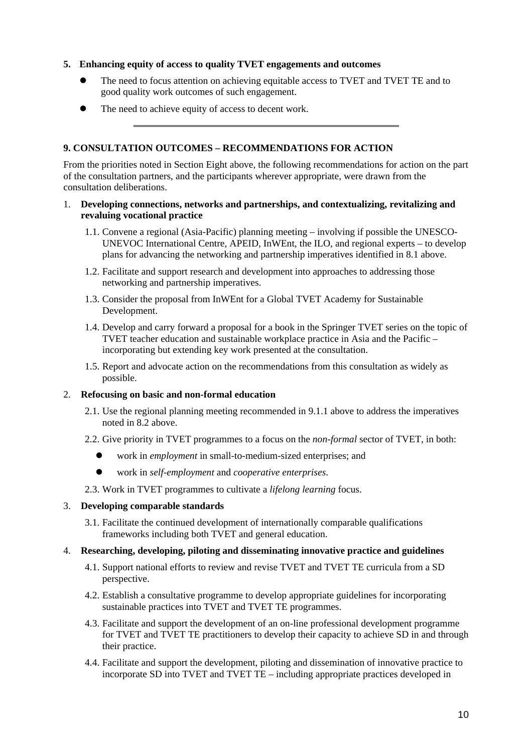**5. Enhancing equity of access to quality TVET engagements and outcomes**

- The need to focus attention on achieving equitable access to TVET and TVET TE and to good quality work outcomes of such engagement.
- The need to achieve equity of access to decent work.

---

## 9. CONSULTATION OUTCOMES – RECOMMENDATIONS FOR ACTION

From the priorities noted in Section Eight above, the following recommendations for action on the part of the consultation partners, and the participants wherever appropriate, were drawn from the consultation deliberations.

1. **Developing connections, networks and partnerships, and contextualizing, revitalizing and revaluing vocational practice**

   1.1. Convene a regional (Asia-Pacific) planning meeting – involving if possible the UNESCO-UNEVOC International Centre, APEID, InWEnt, the ILO, and regional experts – to develop plans for advancing the networking and partnership imperatives identified in 8.1 above.

   1.2. Facilitate and support research and development into approaches to addressing those networking and partnership imperatives.

   1.3. Consider the proposal from InWEnt for a Global TVET Academy for Sustainable Development.

   1.4. Develop and carry forward a proposal for a book in the Springer TVET series on the topic of TVET teacher education and sustainable workplace practice in Asia and the Pacific – incorporating but extending key work presented at the consultation.

   1.5. Report and advocate action on the recommendations from this consultation as widely as possible.

2. **Refocusing on basic and non-formal education**

   2.1. Use the regional planning meeting recommended in 9.1.1 above to address the imperatives noted in 8.2 above.

   2.2. Give priority in TVET programmes to a focus on the *non-formal* sector of TVET, in both:

   - work in *employment* in small-to-medium-sized enterprises; and
   - work in *self-employment* and *cooperative enterprises*.

   2.3. Work in TVET programmes to cultivate a *lifelong learning* focus.

3. **Developing comparable standards**

   3.1. Facilitate the continued development of internationally comparable qualifications frameworks including both TVET and general education.

4. **Researching, developing, piloting and disseminating innovative practice and guidelines**

   4.1. Support national efforts to review and revise TVET and TVET TE curricula from a SD perspective.

   4.2. Establish a consultative programme to develop appropriate guidelines for incorporating sustainable practices into TVET and TVET TE programmes.

   4.3. Facilitate and support the development of an on-line professional development programme for TVET and TVET TE practitioners to develop their capacity to achieve SD in and through their practice.

   4.4. Facilitate and support the development, piloting and dissemination of innovative practice to incorporate SD into TVET and TVET TE – including appropriate practices developed in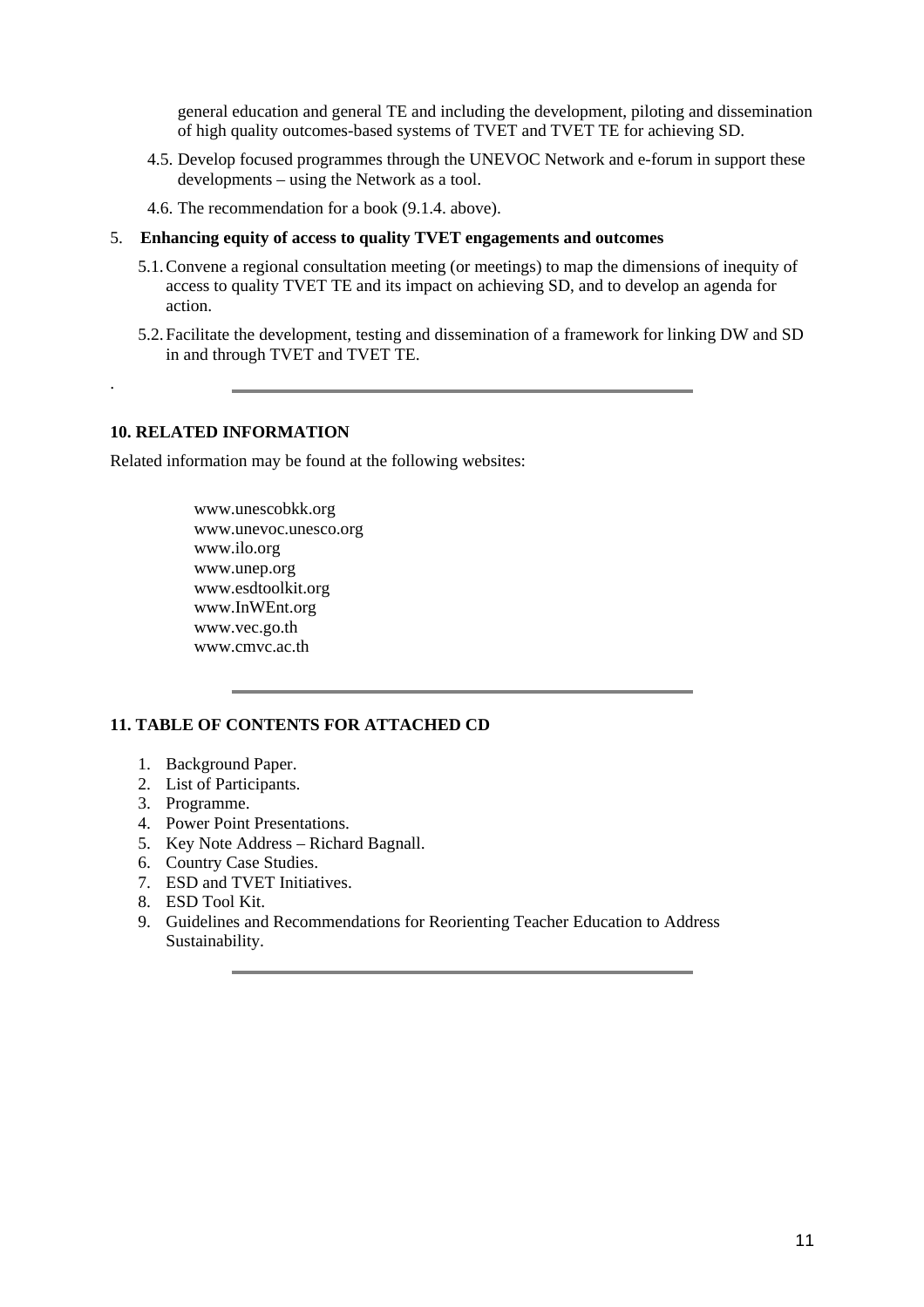general education and general TE and including the development, piloting and dissemination of high quality outcomes-based systems of TVET and TVET TE for achieving SD.

4.5. Develop focused programmes through the UNEVOC Network and e-forum in support these developments – using the Network as a tool.

4.6. The recommendation for a book (9.1.4. above).

5. **Enhancing equity of access to quality TVET engagements and outcomes**

5.1. Convene a regional consultation meeting (or meetings) to map the dimensions of inequity of access to quality TVET TE and its impact on achieving SD, and to develop an agenda for action.

5.2. Facilitate the development, testing and dissemination of a framework for linking DW and SD in and through TVET and TVET TE.

---

## 10. RELATED INFORMATION

Related information may be found at the following websites:

www.unescobkk.org
www.unevoc.unesco.org
www.ilo.org
www.unep.org
www.esdtoolkit.org
www.InWEnt.org
www.vec.go.th
www.cmvc.ac.th

---

## 11. TABLE OF CONTENTS FOR ATTACHED CD

1. Background Paper.
2. List of Participants.
3. Programme.
4. Power Point Presentations.
5. Key Note Address – Richard Bagnall.
6. Country Case Studies.
7. ESD and TVET Initiatives.
8. ESD Tool Kit.
9. Guidelines and Recommendations for Reorienting Teacher Education to Address Sustainability.

---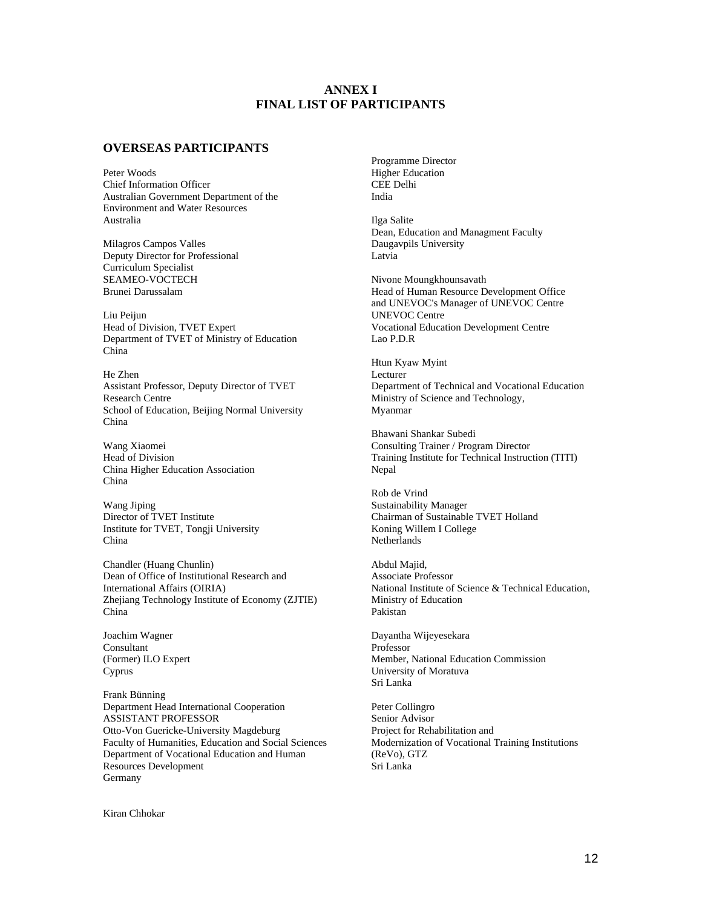## ANNEX I
## FINAL LIST OF PARTICIPANTS

### OVERSEAS PARTICIPANTS

Peter Woods
Chief Information Officer
Australian Government Department of the Environment and Water Resources
Australia

Milagros Campos Valles
Deputy Director for Professional
Curriculum Specialist
SEAMEO-VOCTECH
Brunei Darussalam

Liu Peijun
Head of Division, TVET Expert
Department of TVET of Ministry of Education
China

He Zhen
Assistant Professor, Deputy Director of TVET Research Centre
School of Education, Beijing Normal University
China

Wang Xiaomei
Head of Division
China Higher Education Association
China

Wang Jiping
Director of TVET Institute
Institute for TVET, Tongji University
China

Chandler (Huang Chunlin)
Dean of Office of Institutional Research and International Affairs (OIRIA)
Zhejiang Technology Institute of Economy (ZJTIE)
China

Joachim Wagner
Consultant
(Former) ILO Expert
Cyprus

Frank Bünning
Department Head International Cooperation
ASSISTANT PROFESSOR
Otto-Von Guericke-University Magdeburg
Faculty of Humanities, Education and Social Sciences
Department of Vocational Education and Human Resources Development
Germany

Kiran Chhokar
Programme Director
Higher Education
CEE Delhi
India

Ilga Salite
Dean, Education and Managment Faculty
Daugavpils University
Latvia

Nivone Moungkhounsavath
Head of Human Resource Development Office and UNEVOC's Manager of UNEVOC Centre
UNEVOC Centre
Vocational Education Development Centre
Lao P.D.R

Htun Kyaw Myint
Lecturer
Department of Technical and Vocational Education
Ministry of Science and Technology,
Myanmar

Bhawani Shankar Subedi
Consulting Trainer / Program Director
Training Institute for Technical Instruction (TITI)
Nepal

Rob de Vrind
Sustainability Manager
Chairman of Sustainable TVET Holland
Koning Willem I College
Netherlands

Abdul Majid,
Associate Professor
National Institute of Science & Technical Education,
Ministry of Education
Pakistan

Dayantha Wijeyesekara
Professor
Member, National Education Commission
University of Moratuva
Sri Lanka

Peter Collingro
Senior Advisor
Project for Rehabilitation and Modernization of Vocational Training Institutions (ReVo), GTZ
Sri Lanka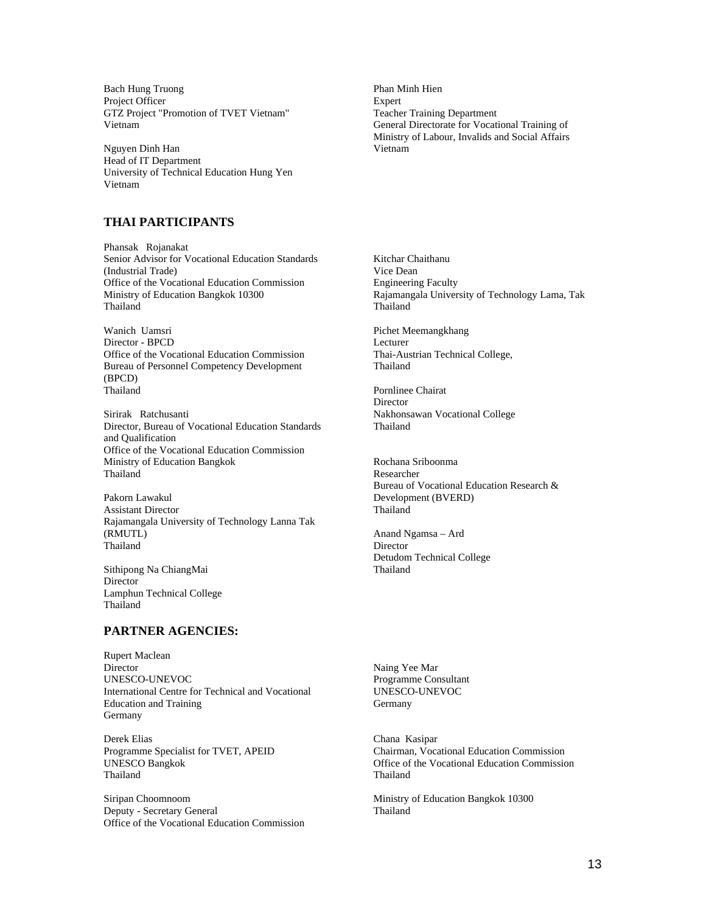Bach Hung Truong
Project Officer
GTZ Project "Promotion of TVET Vietnam"
Vietnam

Nguyen Dinh Han
Head of IT Department
University of Technical Education Hung Yen
Vietnam

Phan Minh Hien
Expert
Teacher Training Department
General Directorate for Vocational Training of Ministry of Labour, Invalids and Social Affairs
Vietnam

## THAI PARTICIPANTS

Phansak Rojanakat
Senior Advisor for Vocational Education Standards (Industrial Trade)
Office of the Vocational Education Commission
Ministry of Education Bangkok 10300
Thailand

Wanich Uamsri
Director - BPCD
Office of the Vocational Education Commission
Bureau of Personnel Competency Development (BPCD)
Thailand

Sirirak Ratchusanti
Director, Bureau of Vocational Education Standards and Qualification
Office of the Vocational Education Commission
Ministry of Education Bangkok
Thailand

Pakorn Lawakul
Assistant Director
Rajamangala University of Technology Lanna Tak (RMUTL)
Thailand

Sithipong Na ChiangMai
Director
Lamphun Technical College
Thailand

Kitchar Chaithanu
Vice Dean
Engineering Faculty
Rajamangala University of Technology Lama, Tak
Thailand

Pichet Meemangkhang
Lecturer
Thai-Austrian Technical College,
Thailand

Pornlinee Chairat
Director
Nakhonsawan Vocational College
Thailand

Rochana Sriboonma
Researcher
Bureau of Vocational Education Research & Development (BVERD)
Thailand

Anand Ngamsa – Ard
Director
Detudom Technical College
Thailand

## PARTNER AGENCIES:

Rupert Maclean
Director
UNESCO-UNEVOC
International Centre for Technical and Vocational Education and Training
Germany

Derek Elias
Programme Specialist for TVET, APEID
UNESCO Bangkok
Thailand

Siripan Choomnoom
Deputy - Secretary General
Office of the Vocational Education Commission

Naing Yee Mar
Programme Consultant
UNESCO-UNEVOC
Germany

Chana Kasipar
Chairman, Vocational Education Commission
Office of the Vocational Education Commission
Thailand

Ministry of Education Bangkok 10300
Thailand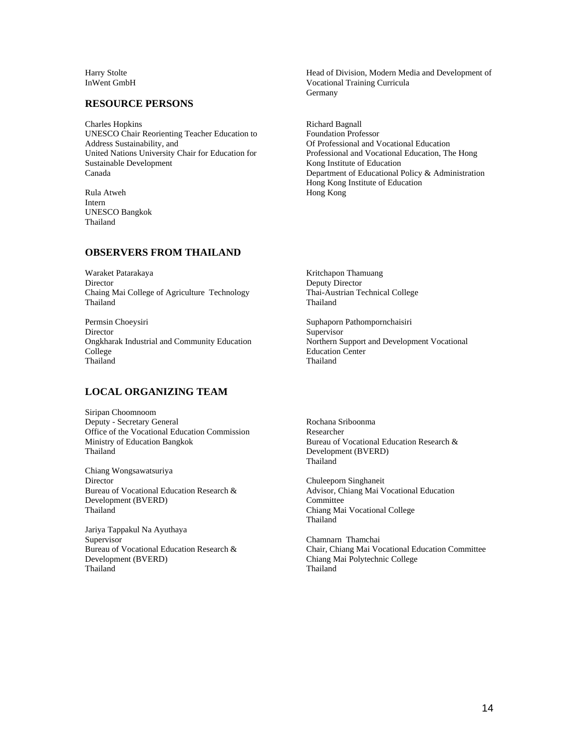Harry Stolte
InWent GmbH

Head of Division, Modern Media and Development of Vocational Training Curricula
Germany

## RESOURCE PERSONS

Charles Hopkins
UNESCO Chair Reorienting Teacher Education to Address Sustainability, and
United Nations University Chair for Education for Sustainable Development
Canada

Rula Atweh
Intern
UNESCO Bangkok
Thailand

Richard Bagnall
Foundation Professor
Of Professional and Vocational Education
Professional and Vocational Education, The Hong Kong Institute of Education
Department of Educational Policy & Administration
Hong Kong Institute of Education
Hong Kong

## OBSERVERS FROM THAILAND

Waraket Patarakaya
Director
Chaing Mai College of Agriculture Technology
Thailand

Permsin Choeysiri
Director
Ongkharak Industrial and Community Education College
Thailand

Kritchapon Thamuang
Deputy Director
Thai-Austrian Technical College
Thailand

Suphaporn Pathompornchaisiri
Supervisor
Northern Support and Development Vocational Education Center
Thailand

## LOCAL ORGANIZING TEAM

Siripan Choomnoom
Deputy - Secretary General
Office of the Vocational Education Commission
Ministry of Education Bangkok
Thailand

Chiang Wongsawatsuriya
Director
Bureau of Vocational Education Research & Development (BVERD)
Thailand

Jariya Tappakul Na Ayuthaya
Supervisor
Bureau of Vocational Education Research & Development (BVERD)
Thailand

Rochana Sriboonma
Researcher
Bureau of Vocational Education Research & Development (BVERD)
Thailand

Chuleeporn Singhaneit
Advisor, Chiang Mai Vocational Education Committee
Chiang Mai Vocational College
Thailand

Chamnarn Thamchai
Chair, Chiang Mai Vocational Education Committee
Chiang Mai Polytechnic College
Thailand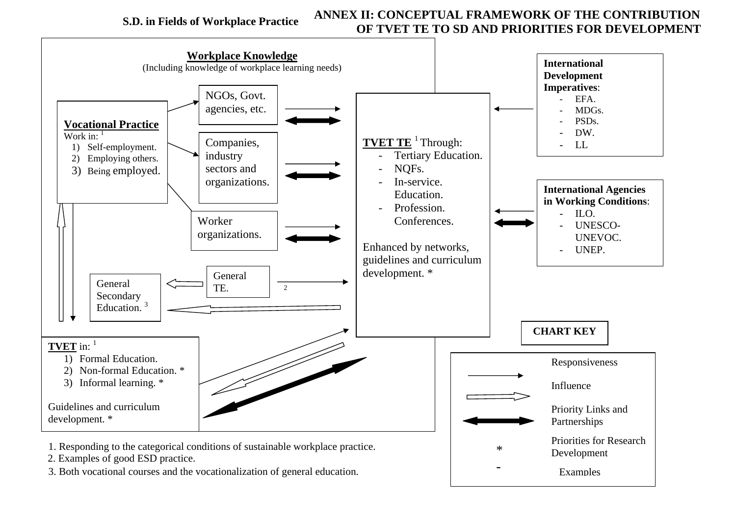## ANNEX II: CONCEPTUAL FRAMEWORK OF THE CONTRIBUTION OF TVET TE TO SD AND PRIORITIES FOR DEVELOPMENT

S.D. in Fields of Workplace Practice

**Workplace Knowledge**
(Including knowledge of workplace learning needs)

**Vocational Practice**
Work in:[1]
1) Self-employment.
2) Employing others.
3) Being employed.

NGOs, Govt. agencies, etc.

Companies, industry sectors and organizations.

Worker organizations.

General TE.

General Secondary Education.[3]

2

**TVET** in:[1]
1) Formal Education.
2) Non-formal Education. *
3) Informal learning. *

Guidelines and curriculum development. *

**TVET TE**[1] Through:
- Tertiary Education.
- NQFs.
- In-service. Education.
- Profession. Conferences.

Enhanced by networks, guidelines and curriculum development. *

**International Development Imperatives**:
- EFA.
- MDGs.
- PSDs.
- DW.
- LL

**International Agencies in Working Conditions**:
- ILO.
- UNESCO-UNEVOC.
- UNEP.

**CHART KEY**

Responsiveness

Influence

Priority Links and Partnerships

\* Priorities for Research Development

\- Examples

1. Responding to the categorical conditions of sustainable workplace practice.
2. Examples of good ESD practice.
3. Both vocational courses and the vocationalization of general education.